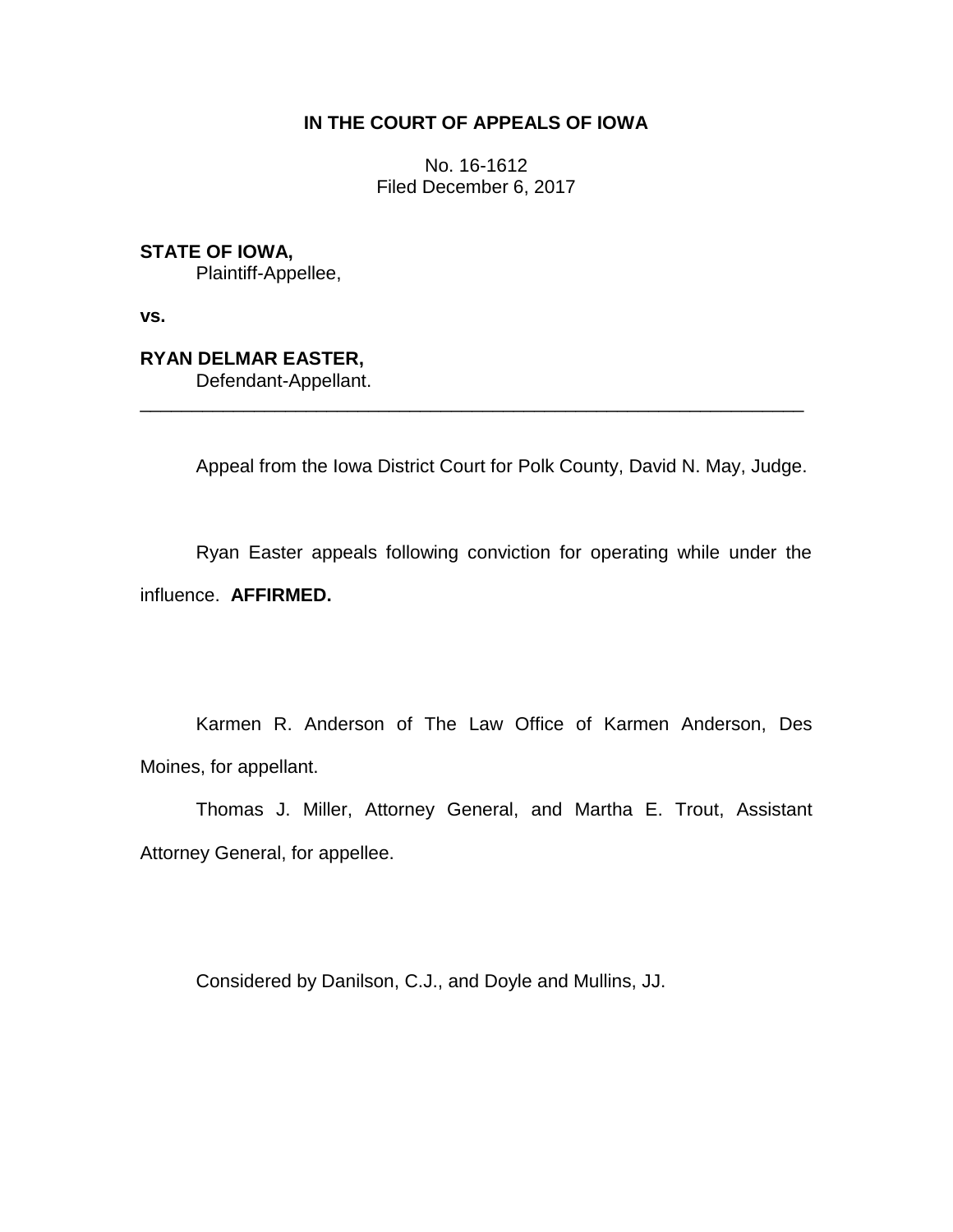**IN THE COURT OF APPEALS OF IOWA**

No. 16-1612
Filed December 6, 2017

**STATE OF IOWA,**
Plaintiff-Appellee,

**vs.**

**RYAN DELMAR EASTER,**
Defendant-Appellant.

---

Appeal from the Iowa District Court for Polk County, David N. May, Judge.

Ryan Easter appeals following conviction for operating while under the influence. **AFFIRMED.**

Karmen R. Anderson of The Law Office of Karmen Anderson, Des Moines, for appellant.

Thomas J. Miller, Attorney General, and Martha E. Trout, Assistant Attorney General, for appellee.

Considered by Danilson, C.J., and Doyle and Mullins, JJ.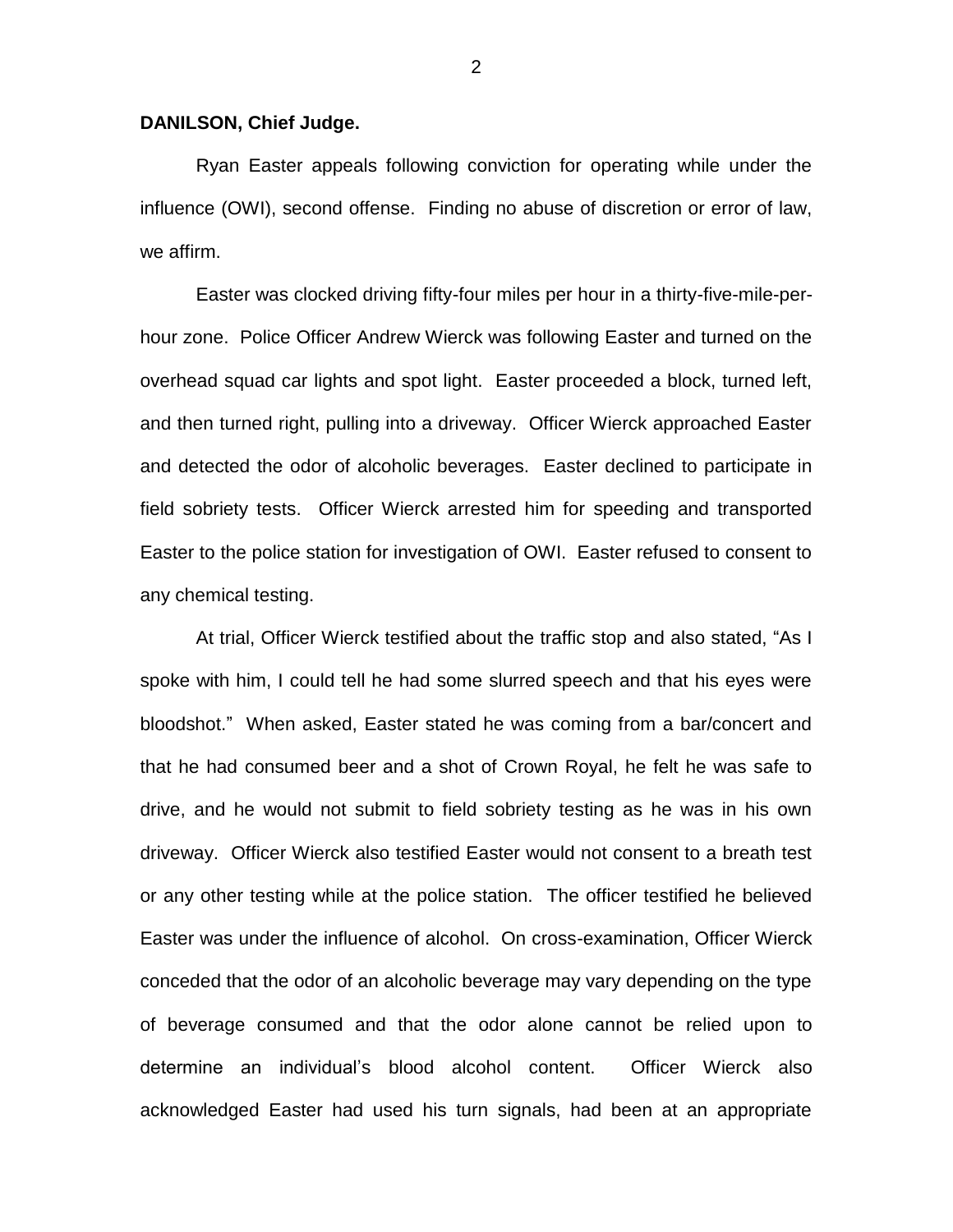**DANILSON, Chief Judge.**

Ryan Easter appeals following conviction for operating while under the influence (OWI), second offense. Finding no abuse of discretion or error of law, we affirm.

Easter was clocked driving fifty-four miles per hour in a thirty-five-mile-per-hour zone. Police Officer Andrew Wierck was following Easter and turned on the overhead squad car lights and spot light. Easter proceeded a block, turned left, and then turned right, pulling into a driveway. Officer Wierck approached Easter and detected the odor of alcoholic beverages. Easter declined to participate in field sobriety tests. Officer Wierck arrested him for speeding and transported Easter to the police station for investigation of OWI. Easter refused to consent to any chemical testing.

At trial, Officer Wierck testified about the traffic stop and also stated, "As I spoke with him, I could tell he had some slurred speech and that his eyes were bloodshot." When asked, Easter stated he was coming from a bar/concert and that he had consumed beer and a shot of Crown Royal, he felt he was safe to drive, and he would not submit to field sobriety testing as he was in his own driveway. Officer Wierck also testified Easter would not consent to a breath test or any other testing while at the police station. The officer testified he believed Easter was under the influence of alcohol. On cross-examination, Officer Wierck conceded that the odor of an alcoholic beverage may vary depending on the type of beverage consumed and that the odor alone cannot be relied upon to determine an individual's blood alcohol content. Officer Wierck also acknowledged Easter had used his turn signals, had been at an appropriate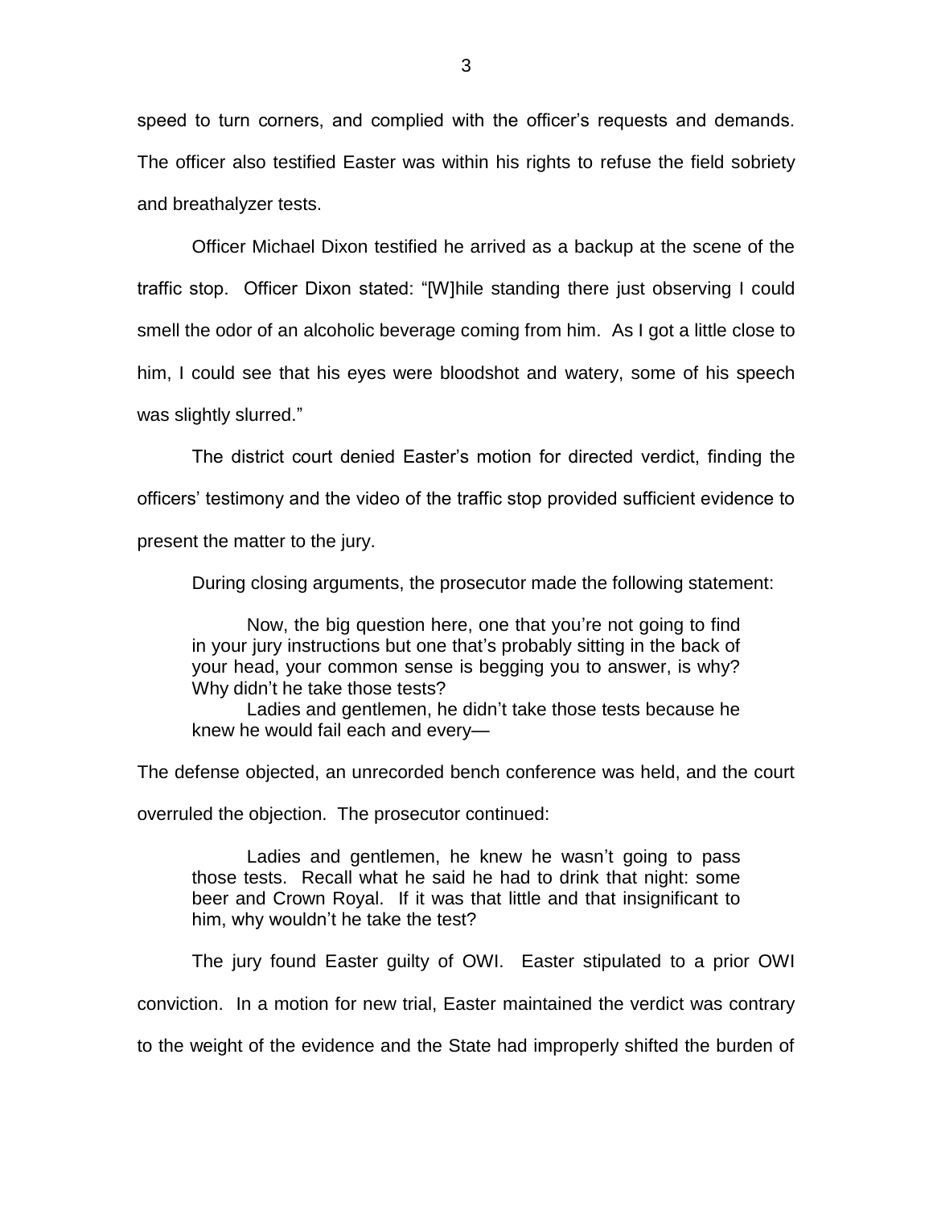speed to turn corners, and complied with the officer's requests and demands. The officer also testified Easter was within his rights to refuse the field sobriety and breathalyzer tests.

Officer Michael Dixon testified he arrived as a backup at the scene of the traffic stop. Officer Dixon stated: "[W]hile standing there just observing I could smell the odor of an alcoholic beverage coming from him. As I got a little close to him, I could see that his eyes were bloodshot and watery, some of his speech was slightly slurred."

The district court denied Easter's motion for directed verdict, finding the officers' testimony and the video of the traffic stop provided sufficient evidence to present the matter to the jury.

During closing arguments, the prosecutor made the following statement:

> Now, the big question here, one that you're not going to find in your jury instructions but one that's probably sitting in the back of your head, your common sense is begging you to answer, is why? Why didn't he take those tests?
>
> Ladies and gentlemen, he didn't take those tests because he knew he would fail each and every—

The defense objected, an unrecorded bench conference was held, and the court overruled the objection. The prosecutor continued:

> Ladies and gentlemen, he knew he wasn't going to pass those tests. Recall what he said he had to drink that night: some beer and Crown Royal. If it was that little and that insignificant to him, why wouldn't he take the test?

The jury found Easter guilty of OWI. Easter stipulated to a prior OWI conviction. In a motion for new trial, Easter maintained the verdict was contrary to the weight of the evidence and the State had improperly shifted the burden of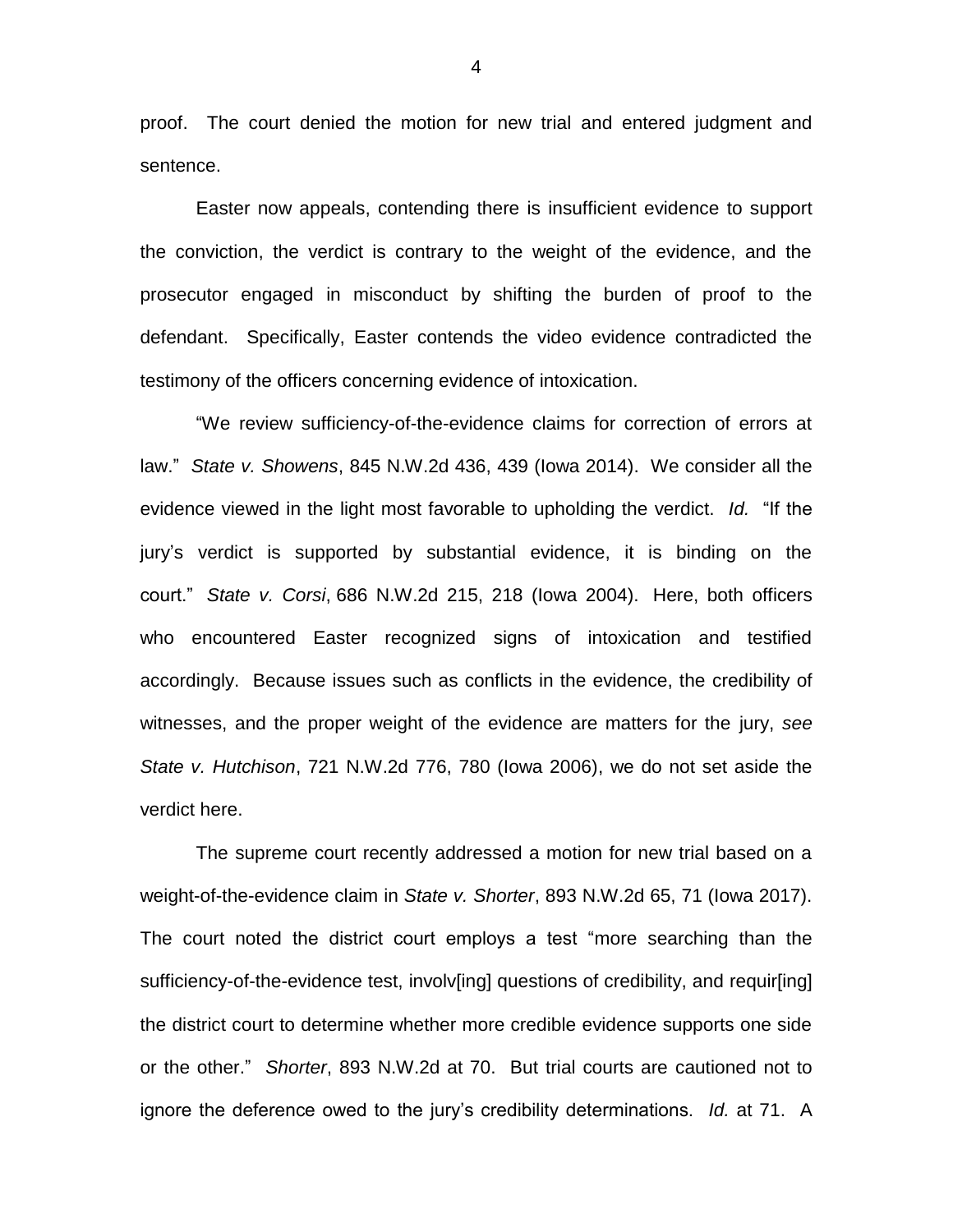proof. The court denied the motion for new trial and entered judgment and sentence.

Easter now appeals, contending there is insufficient evidence to support the conviction, the verdict is contrary to the weight of the evidence, and the prosecutor engaged in misconduct by shifting the burden of proof to the defendant. Specifically, Easter contends the video evidence contradicted the testimony of the officers concerning evidence of intoxication.

"We review sufficiency-of-the-evidence claims for correction of errors at law." *State v. Showens*, 845 N.W.2d 436, 439 (Iowa 2014). We consider all the evidence viewed in the light most favorable to upholding the verdict. *Id.* "If the jury's verdict is supported by substantial evidence, it is binding on the court." *State v. Corsi*, 686 N.W.2d 215, 218 (Iowa 2004). Here, both officers who encountered Easter recognized signs of intoxication and testified accordingly. Because issues such as conflicts in the evidence, the credibility of witnesses, and the proper weight of the evidence are matters for the jury, *see State v. Hutchison*, 721 N.W.2d 776, 780 (Iowa 2006), we do not set aside the verdict here.

The supreme court recently addressed a motion for new trial based on a weight-of-the-evidence claim in *State v. Shorter*, 893 N.W.2d 65, 71 (Iowa 2017). The court noted the district court employs a test "more searching than the sufficiency-of-the-evidence test, involv[ing] questions of credibility, and requir[ing] the district court to determine whether more credible evidence supports one side or the other." *Shorter*, 893 N.W.2d at 70. But trial courts are cautioned not to ignore the deference owed to the jury's credibility determinations. *Id.* at 71. A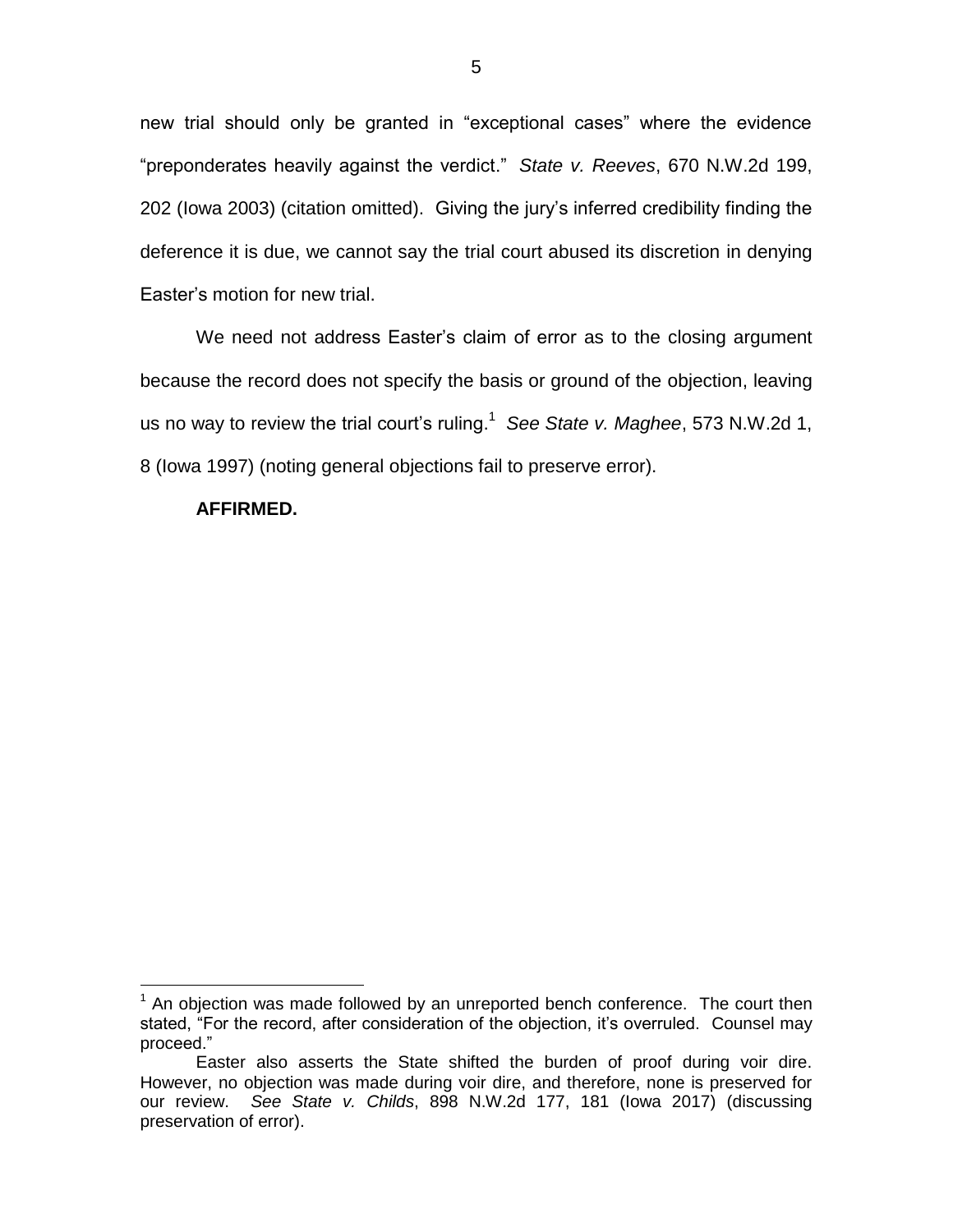new trial should only be granted in "exceptional cases" where the evidence "preponderates heavily against the verdict." *State v. Reeves*, 670 N.W.2d 199, 202 (Iowa 2003) (citation omitted). Giving the jury's inferred credibility finding the deference it is due, we cannot say the trial court abused its discretion in denying Easter's motion for new trial.

We need not address Easter's claim of error as to the closing argument because the record does not specify the basis or ground of the objection, leaving us no way to review the trial court's ruling.[1] *See State v. Maghee*, 573 N.W.2d 1, 8 (Iowa 1997) (noting general objections fail to preserve error).

**AFFIRMED.**

---

[1] An objection was made followed by an unreported bench conference. The court then stated, "For the record, after consideration of the objection, it's overruled. Counsel may proceed."

Easter also asserts the State shifted the burden of proof during voir dire. However, no objection was made during voir dire, and therefore, none is preserved for our review. *See State v. Childs*, 898 N.W.2d 177, 181 (Iowa 2017) (discussing preservation of error).